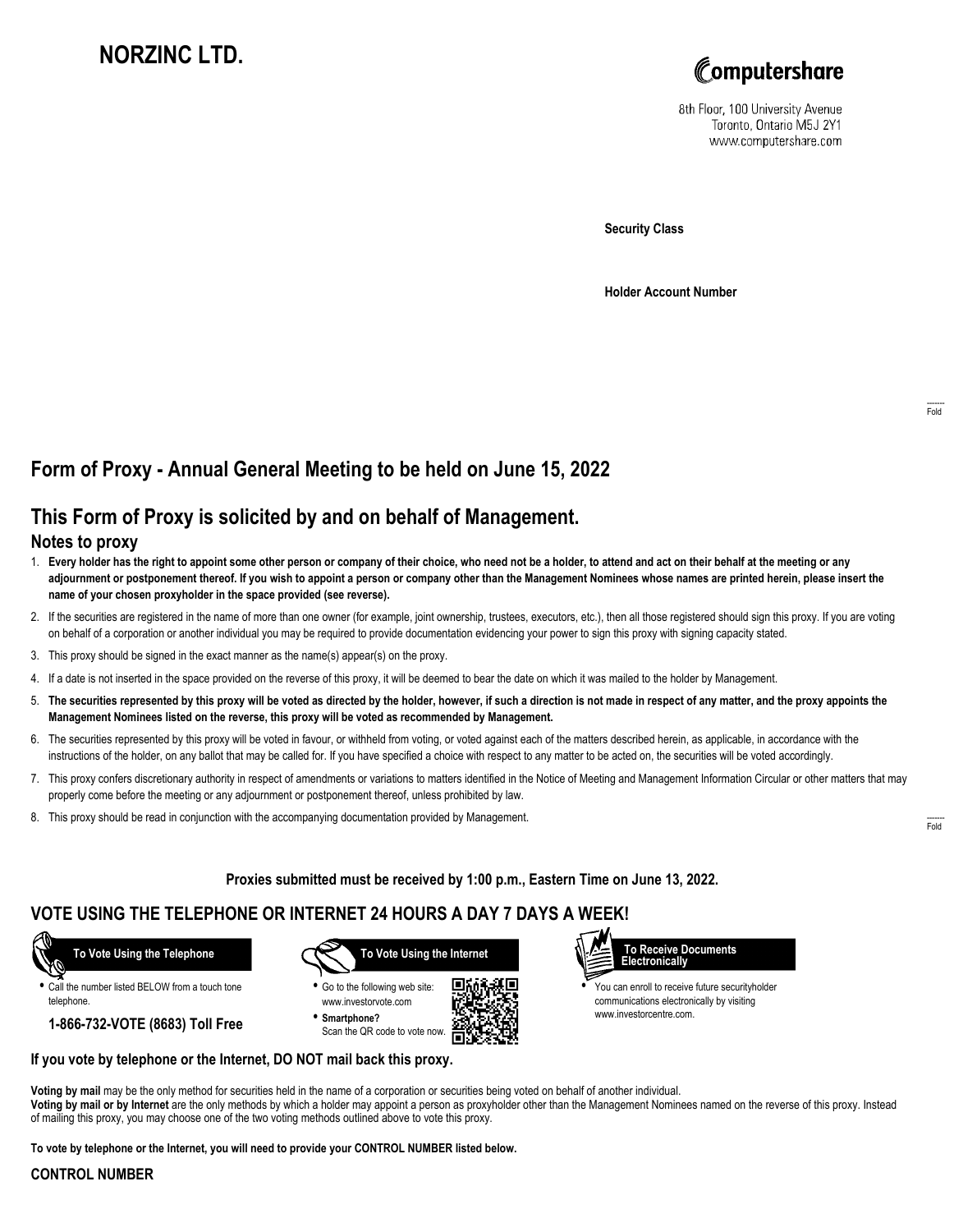# NORZINC LTD.

Computershare
8th Floor, 100 University Avenue
Toronto, Ontario M5J 2Y1
www.computershare.com

**Security Class**

**Holder Account Number**

## Form of Proxy - Annual General Meeting to be held on June 15, 2022

## This Form of Proxy is solicited by and on behalf of Management.

### Notes to proxy

1. **Every holder has the right to appoint some other person or company of their choice, who need not be a holder, to attend and act on their behalf at the meeting or any adjournment or postponement thereof. If you wish to appoint a person or company other than the Management Nominees whose names are printed herein, please insert the name of your chosen proxyholder in the space provided (see reverse).**
2. If the securities are registered in the name of more than one owner (for example, joint ownership, trustees, executors, etc.), then all those registered should sign this proxy. If you are voting on behalf of a corporation or another individual you may be required to provide documentation evidencing your power to sign this proxy with signing capacity stated.
3. This proxy should be signed in the exact manner as the name(s) appear(s) on the proxy.
4. If a date is not inserted in the space provided on the reverse of this proxy, it will be deemed to bear the date on which it was mailed to the holder by Management.
5. **The securities represented by this proxy will be voted as directed by the holder, however, if such a direction is not made in respect of any matter, and the proxy appoints the Management Nominees listed on the reverse, this proxy will be voted as recommended by Management.**
6. The securities represented by this proxy will be voted in favour, or withheld from voting, or voted against each of the matters described herein, as applicable, in accordance with the instructions of the holder, on any ballot that may be called for. If you have specified a choice with respect to any matter to be acted on, the securities will be voted accordingly.
7. This proxy confers discretionary authority in respect of amendments or variations to matters identified in the Notice of Meeting and Management Information Circular or other matters that may properly come before the meeting or any adjournment or postponement thereof, unless prohibited by law.
8. This proxy should be read in conjunction with the accompanying documentation provided by Management.

**Proxies submitted must be received by 1:00 p.m., Eastern Time on June 13, 2022.**

## VOTE USING THE TELEPHONE OR INTERNET 24 HOURS A DAY 7 DAYS A WEEK!

**To Vote Using the Telephone**

- Call the number listed BELOW from a touch tone telephone.

**1-866-732-VOTE (8683) Toll Free**

**To Vote Using the Internet**

- Go to the following web site: www.investorvote.com
- **Smartphone?** Scan the QR code to vote now.

**To Receive Documents Electronically**

- You can enroll to receive future securityholder communications electronically by visiting www.investorcentre.com.

**If you vote by telephone or the Internet, DO NOT mail back this proxy.**

**Voting by mail** may be the only method for securities held in the name of a corporation or securities being voted on behalf of another individual.
**Voting by mail or by Internet** are the only methods by which a holder may appoint a person as proxyholder other than the Management Nominees named on the reverse of this proxy. Instead of mailing this proxy, you may choose one of the two voting methods outlined above to vote this proxy.

**To vote by telephone or the Internet, you will need to provide your CONTROL NUMBER listed below.**

**CONTROL NUMBER**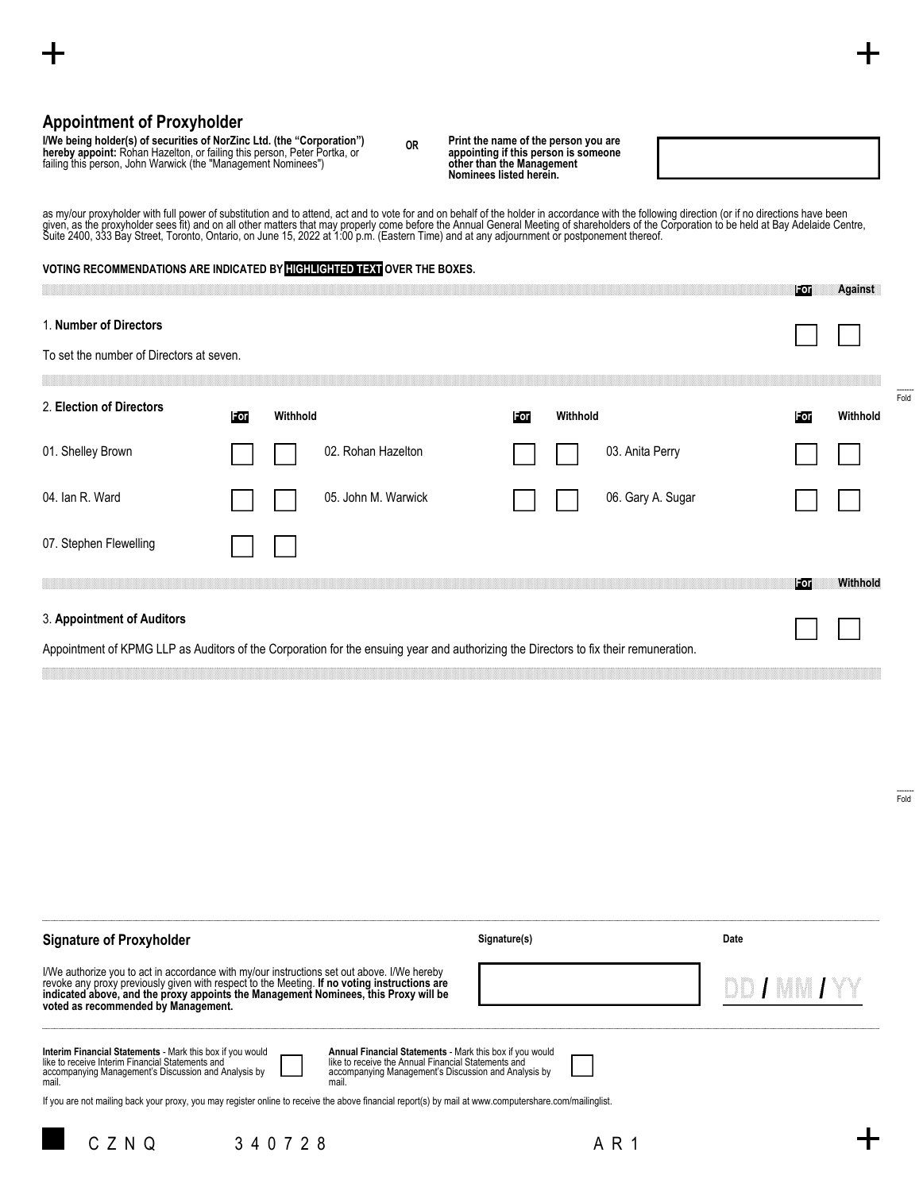## Appointment of Proxyholder

**I/We being holder(s) of securities of NorZinc Ltd. (the "Corporation") hereby appoint:** Rohan Hazelton, or failing this person, Peter Portka, or failing this person, John Warwick (the "Management Nominees")

**OR**

**Print the name of the person you are appointing if this person is someone other than the Management Nominees listed herein.**

as my/our proxyholder with full power of substitution and to attend, act and to vote for and on behalf of the holder in accordance with the following direction (or if no directions have been given, as the proxyholder sees fit) and on all other matters that may properly come before the Annual General Meeting of shareholders of the Corporation to be held at Bay Adelaide Centre, Suite 2400, 333 Bay Street, Toronto, Ontario, on June 15, 2022 at 1:00 p.m. (Eastern Time) and at any adjournment or postponement thereof.

**VOTING RECOMMENDATIONS ARE INDICATED BY HIGHLIGHTED TEXT OVER THE BOXES.**

| | For | Against |
|---|---|---|
| 1. **Number of Directors**<br>To set the number of Directors at seven. | ☐ | ☐ |

2. **Election of Directors**

| | For | Withhold | | For | Withhold | | For | Withhold |
|---|---|---|---|---|---|---|---|---|
| 01. Shelley Brown | ☐ | ☐ | 02. Rohan Hazelton | ☐ | ☐ | 03. Anita Perry | ☐ | ☐ |
| 04. Ian R. Ward | ☐ | ☐ | 05. John M. Warwick | ☐ | ☐ | 06. Gary A. Sugar | ☐ | ☐ |
| 07. Stephen Flewelling | ☐ | ☐ | | | | | | |

| | For | Withhold |
|---|---|---|
| 3. **Appointment of Auditors**<br>Appointment of KPMG LLP as Auditors of the Corporation for the ensuing year and authorizing the Directors to fix their remuneration. | ☐ | ☐ |

## Signature of Proxyholder

I/We authorize you to act in accordance with my/our instructions set out above. I/We hereby revoke any proxy previously given with respect to the Meeting. **If no voting instructions are indicated above, and the proxy appoints the Management Nominees, this Proxy will be voted as recommended by Management.**

**Signature(s)**

**Date**

DD / MM / YY

**Interim Financial Statements** - Mark this box if you would like to receive Interim Financial Statements and accompanying Management's Discussion and Analysis by mail. ☐

**Annual Financial Statements** - Mark this box if you would like to receive the Annual Financial Statements and accompanying Management's Discussion and Analysis by mail. ☐

If you are not mailing back your proxy, you may register online to receive the above financial report(s) by mail at www.computershare.com/mailinglist.

C Z N Q 3 4 0 7 2 8 A R 1